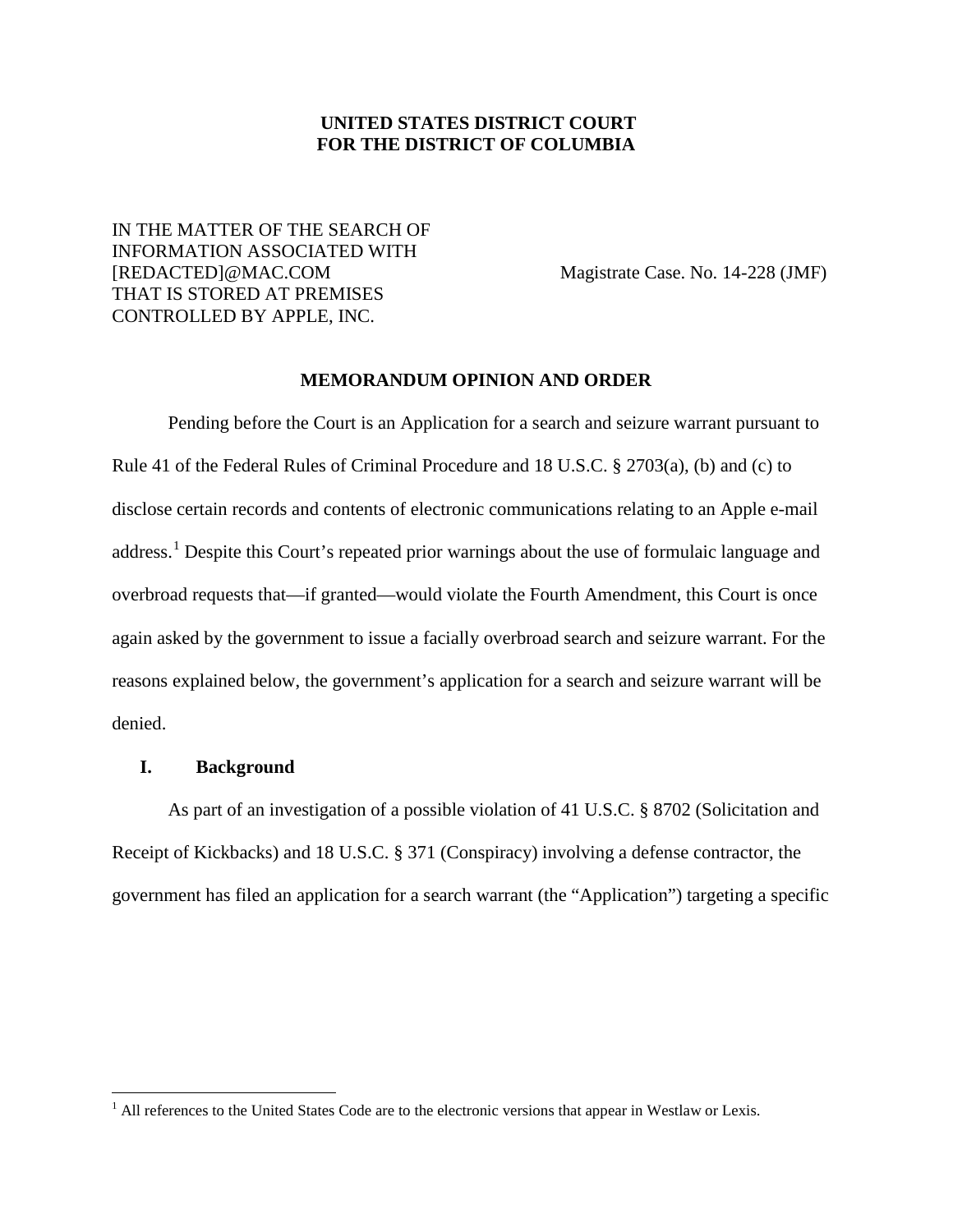**UNITED STATES DISTRICT COURT**
**FOR THE DISTRICT OF COLUMBIA**

IN THE MATTER OF THE SEARCH OF INFORMATION ASSOCIATED WITH [REDACTED]@MAC.COM THAT IS STORED AT PREMISES CONTROLLED BY APPLE, INC.

Magistrate Case. No. 14-228 (JMF)

**MEMORANDUM OPINION AND ORDER**

Pending before the Court is an Application for a search and seizure warrant pursuant to Rule 41 of the Federal Rules of Criminal Procedure and 18 U.S.C. § 2703(a), (b) and (c) to disclose certain records and contents of electronic communications relating to an Apple e-mail address.[1] Despite this Court's repeated prior warnings about the use of formulaic language and overbroad requests that—if granted—would violate the Fourth Amendment, this Court is once again asked by the government to issue a facially overbroad search and seizure warrant. For the reasons explained below, the government's application for a search and seizure warrant will be denied.

## I. Background

As part of an investigation of a possible violation of 41 U.S.C. § 8702 (Solicitation and Receipt of Kickbacks) and 18 U.S.C. § 371 (Conspiracy) involving a defense contractor, the government has filed an application for a search warrant (the "Application") targeting a specific

[1] All references to the United States Code are to the electronic versions that appear in Westlaw or Lexis.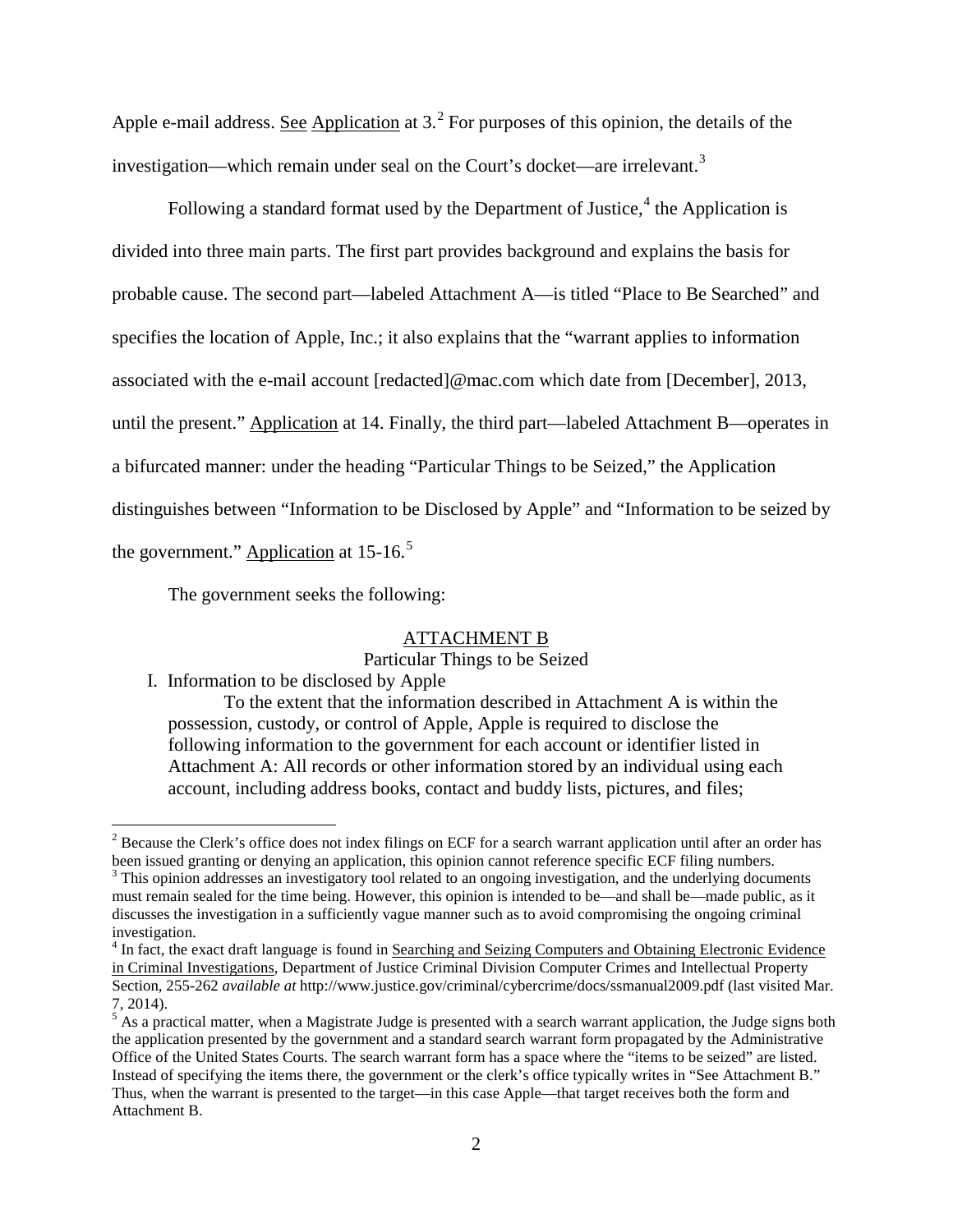Apple e-mail address. See Application at 3.[2] For purposes of this opinion, the details of the investigation—which remain under seal on the Court's docket—are irrelevant.[3]

Following a standard format used by the Department of Justice,[4] the Application is divided into three main parts. The first part provides background and explains the basis for probable cause. The second part—labeled Attachment A—is titled "Place to Be Searched" and specifies the location of Apple, Inc.; it also explains that the "warrant applies to information associated with the e-mail account [redacted]@mac.com which date from [December], 2013, until the present." Application at 14. Finally, the third part—labeled Attachment B—operates in a bifurcated manner: under the heading "Particular Things to be Seized," the Application distinguishes between "Information to be Disclosed by Apple" and "Information to be seized by the government." Application at 15-16.[5]

The government seeks the following:

> ATTACHMENT B
>
> Particular Things to be Seized
>
> I. Information to be disclosed by Apple
>
> To the extent that the information described in Attachment A is within the possession, custody, or control of Apple, Apple is required to disclose the following information to the government for each account or identifier listed in Attachment A: All records or other information stored by an individual using each account, including address books, contact and buddy lists, pictures, and files;

---

[2] Because the Clerk's office does not index filings on ECF for a search warrant application until after an order has been issued granting or denying an application, this opinion cannot reference specific ECF filing numbers.

[3] This opinion addresses an investigatory tool related to an ongoing investigation, and the underlying documents must remain sealed for the time being. However, this opinion is intended to be—and shall be—made public, as it discusses the investigation in a sufficiently vague manner such as to avoid compromising the ongoing criminal investigation.

[4] In fact, the exact draft language is found in Searching and Seizing Computers and Obtaining Electronic Evidence in Criminal Investigations, Department of Justice Criminal Division Computer Crimes and Intellectual Property Section, 255-262 *available at* http://www.justice.gov/criminal/cybercrime/docs/ssmanual2009.pdf (last visited Mar. 7, 2014).

[5] As a practical matter, when a Magistrate Judge is presented with a search warrant application, the Judge signs both the application presented by the government and a standard search warrant form propagated by the Administrative Office of the United States Courts. The search warrant form has a space where the "items to be seized" are listed. Instead of specifying the items there, the government or the clerk's office typically writes in "See Attachment B." Thus, when the warrant is presented to the target—in this case Apple—that target receives both the form and Attachment B.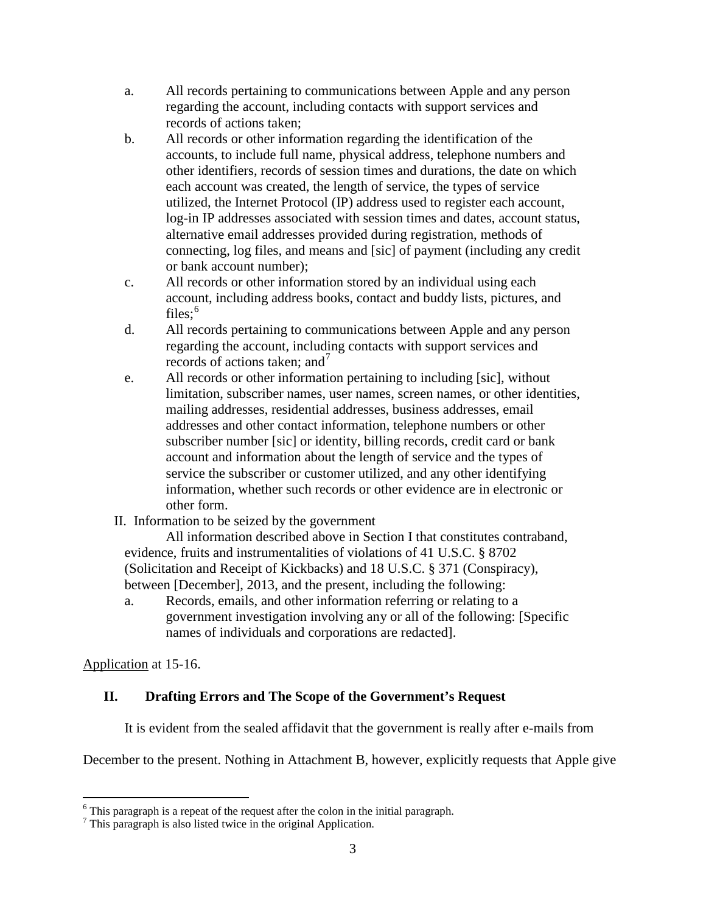a. All records pertaining to communications between Apple and any person regarding the account, including contacts with support services and records of actions taken;

b. All records or other information regarding the identification of the accounts, to include full name, physical address, telephone numbers and other identifiers, records of session times and durations, the date on which each account was created, the length of service, the types of service utilized, the Internet Protocol (IP) address used to register each account, log-in IP addresses associated with session times and dates, account status, alternative email addresses provided during registration, methods of connecting, log files, and means and [sic] of payment (including any credit or bank account number);

c. All records or other information stored by an individual using each account, including address books, contact and buddy lists, pictures, and files;[6]

d. All records pertaining to communications between Apple and any person regarding the account, including contacts with support services and records of actions taken; and[7]

e. All records or other information pertaining to including [sic], without limitation, subscriber names, user names, screen names, or other identities, mailing addresses, residential addresses, business addresses, email addresses and other contact information, telephone numbers or other subscriber number [sic] or identity, billing records, credit card or bank account and information about the length of service and the types of service the subscriber or customer utilized, and any other identifying information, whether such records or other evidence are in electronic or other form.

II. Information to be seized by the government

All information described above in Section I that constitutes contraband, evidence, fruits and instrumentalities of violations of 41 U.S.C. § 8702 (Solicitation and Receipt of Kickbacks) and 18 U.S.C. § 371 (Conspiracy), between [December], 2013, and the present, including the following:

a. Records, emails, and other information referring or relating to a government investigation involving any or all of the following: [Specific names of individuals and corporations are redacted].

Application at 15-16.

## II. Drafting Errors and The Scope of the Government's Request

It is evident from the sealed affidavit that the government is really after e-mails from December to the present. Nothing in Attachment B, however, explicitly requests that Apple give

---

[6] This paragraph is a repeat of the request after the colon in the initial paragraph.

[7] This paragraph is also listed twice in the original Application.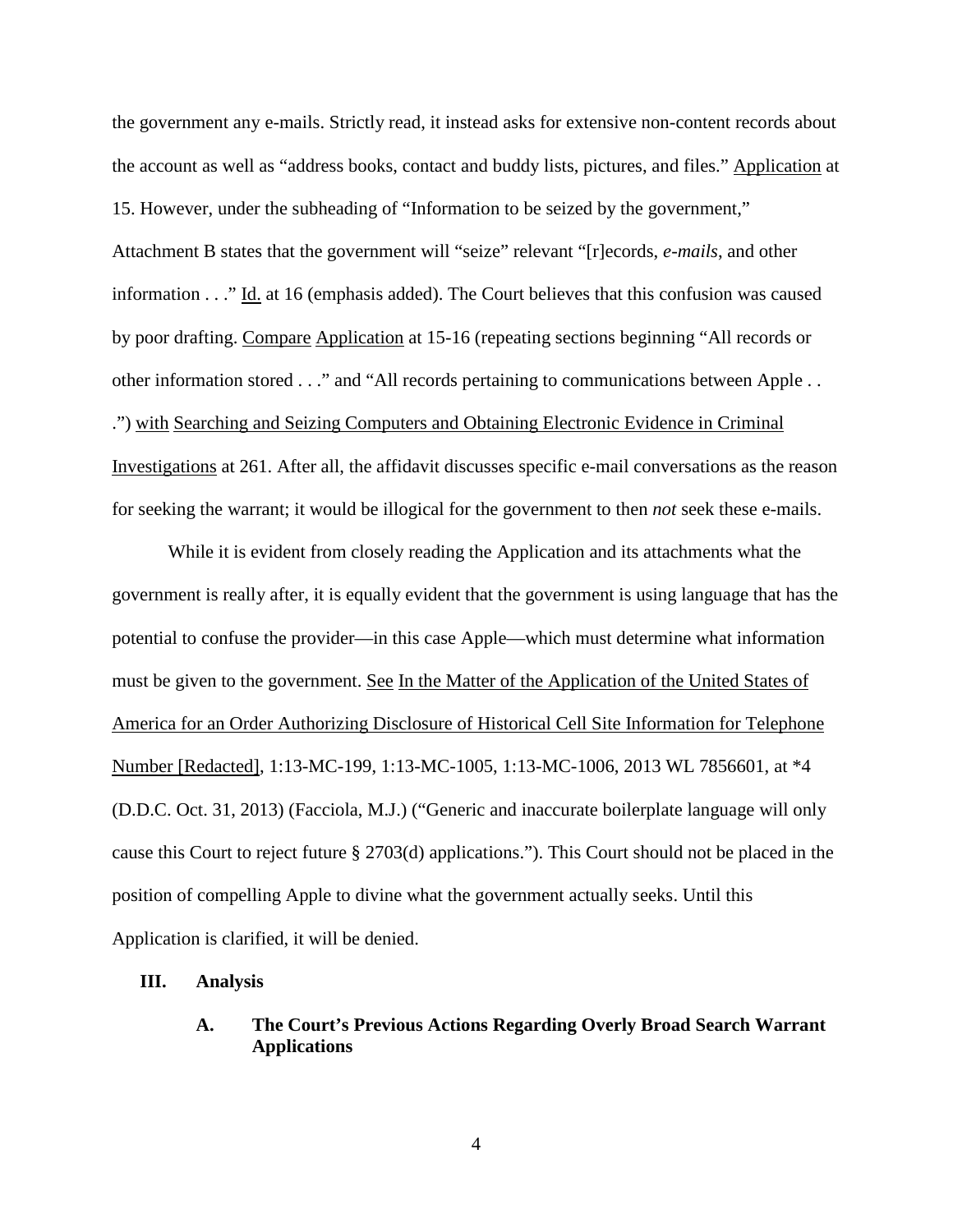the government any e-mails. Strictly read, it instead asks for extensive non-content records about the account as well as "address books, contact and buddy lists, pictures, and files." Application at 15. However, under the subheading of "Information to be seized by the government," Attachment B states that the government will "seize" relevant "[r]ecords, *e-mails*, and other information . . ." Id. at 16 (emphasis added). The Court believes that this confusion was caused by poor drafting. Compare Application at 15-16 (repeating sections beginning "All records or other information stored . . ." and "All records pertaining to communications between Apple . . .") with Searching and Seizing Computers and Obtaining Electronic Evidence in Criminal Investigations at 261. After all, the affidavit discusses specific e-mail conversations as the reason for seeking the warrant; it would be illogical for the government to then *not* seek these e-mails.

While it is evident from closely reading the Application and its attachments what the government is really after, it is equally evident that the government is using language that has the potential to confuse the provider—in this case Apple—which must determine what information must be given to the government. See In the Matter of the Application of the United States of America for an Order Authorizing Disclosure of Historical Cell Site Information for Telephone Number [Redacted], 1:13-MC-199, 1:13-MC-1005, 1:13-MC-1006, 2013 WL 7856601, at *4 (D.D.C. Oct. 31, 2013) (Facciola, M.J.) ("Generic and inaccurate boilerplate language will only cause this Court to reject future § 2703(d) applications."). This Court should not be placed in the position of compelling Apple to divine what the government actually seeks. Until this Application is clarified, it will be denied.

## III. Analysis

### A. The Court's Previous Actions Regarding Overly Broad Search Warrant Applications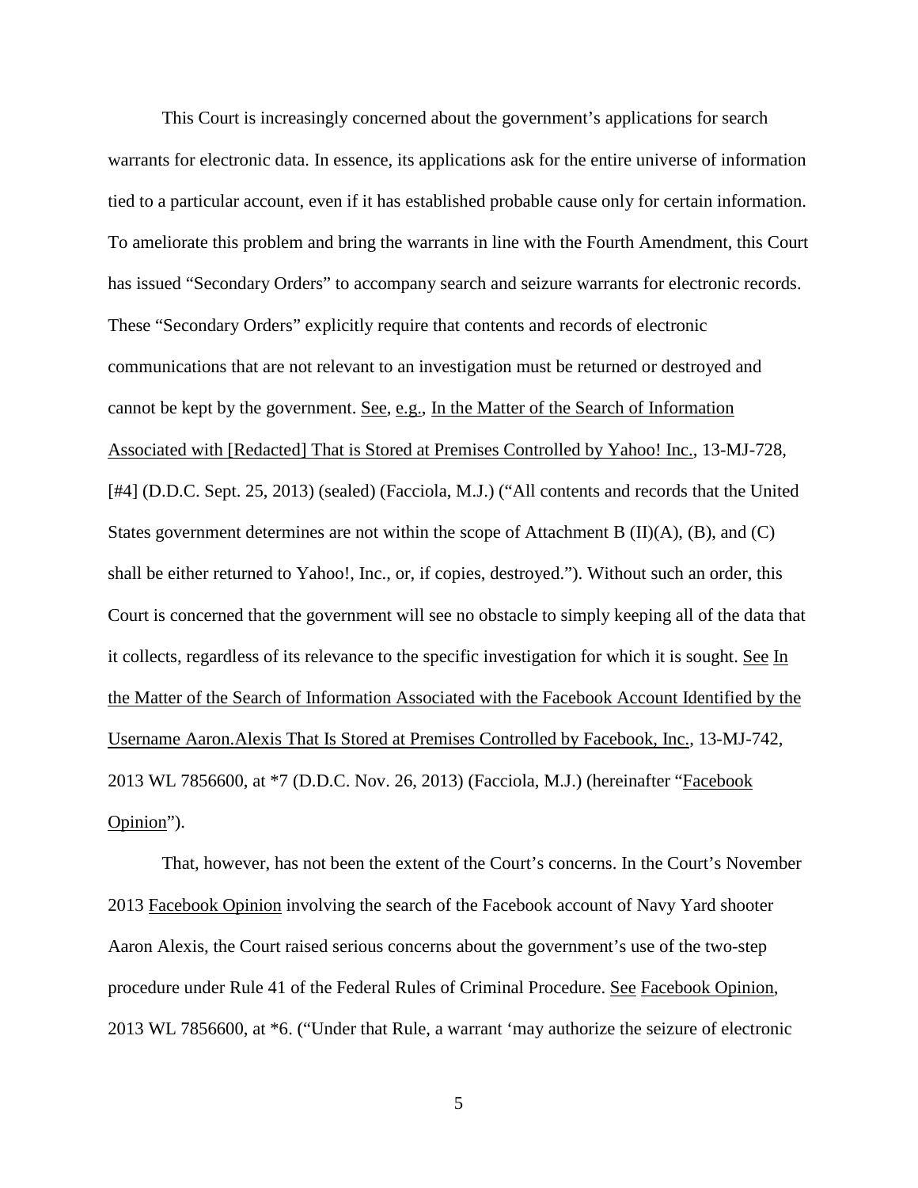This Court is increasingly concerned about the government's applications for search warrants for electronic data. In essence, its applications ask for the entire universe of information tied to a particular account, even if it has established probable cause only for certain information. To ameliorate this problem and bring the warrants in line with the Fourth Amendment, this Court has issued "Secondary Orders" to accompany search and seizure warrants for electronic records. These "Secondary Orders" explicitly require that contents and records of electronic communications that are not relevant to an investigation must be returned or destroyed and cannot be kept by the government. See, e.g., In the Matter of the Search of Information Associated with [Redacted] That is Stored at Premises Controlled by Yahoo! Inc., 13-MJ-728, [#4] (D.D.C. Sept. 25, 2013) (sealed) (Facciola, M.J.) ("All contents and records that the United States government determines are not within the scope of Attachment B (II)(A), (B), and (C) shall be either returned to Yahoo!, Inc., or, if copies, destroyed."). Without such an order, this Court is concerned that the government will see no obstacle to simply keeping all of the data that it collects, regardless of its relevance to the specific investigation for which it is sought. See In the Matter of the Search of Information Associated with the Facebook Account Identified by the Username Aaron.Alexis That Is Stored at Premises Controlled by Facebook, Inc., 13-MJ-742, 2013 WL 7856600, at *7 (D.D.C. Nov. 26, 2013) (Facciola, M.J.) (hereinafter "Facebook Opinion").

That, however, has not been the extent of the Court's concerns. In the Court's November 2013 Facebook Opinion involving the search of the Facebook account of Navy Yard shooter Aaron Alexis, the Court raised serious concerns about the government's use of the two-step procedure under Rule 41 of the Federal Rules of Criminal Procedure. See Facebook Opinion, 2013 WL 7856600, at *6. ("Under that Rule, a warrant 'may authorize the seizure of electronic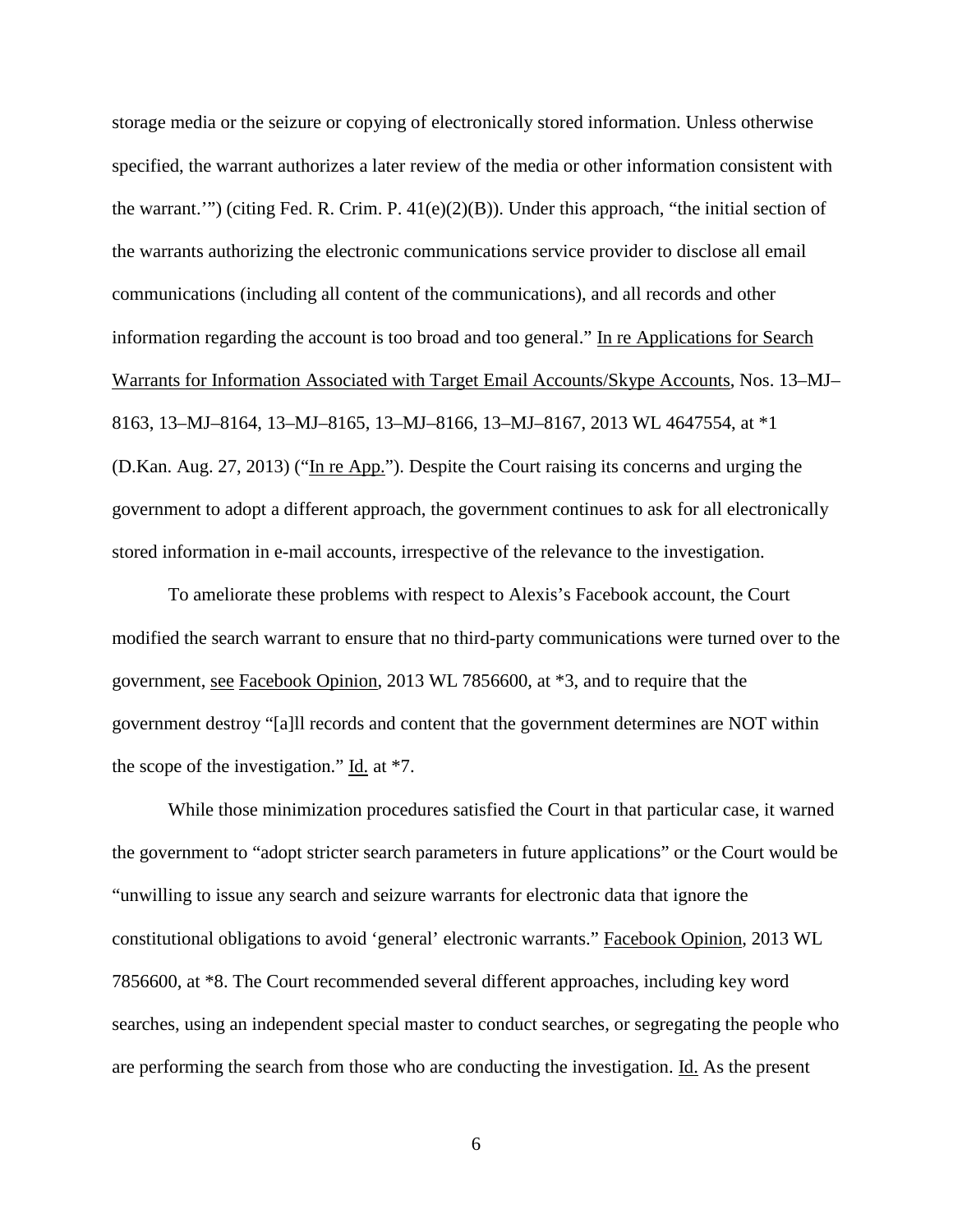storage media or the seizure or copying of electronically stored information. Unless otherwise specified, the warrant authorizes a later review of the media or other information consistent with the warrant.'") (citing Fed. R. Crim. P. 41(e)(2)(B)). Under this approach, "the initial section of the warrants authorizing the electronic communications service provider to disclose all email communications (including all content of the communications), and all records and other information regarding the account is too broad and too general." In re Applications for Search Warrants for Information Associated with Target Email Accounts/Skype Accounts, Nos. 13–MJ–8163, 13–MJ–8164, 13–MJ–8165, 13–MJ–8166, 13–MJ–8167, 2013 WL 4647554, at *1 (D.Kan. Aug. 27, 2013) ("In re App."). Despite the Court raising its concerns and urging the government to adopt a different approach, the government continues to ask for all electronically stored information in e-mail accounts, irrespective of the relevance to the investigation.

To ameliorate these problems with respect to Alexis's Facebook account, the Court modified the search warrant to ensure that no third-party communications were turned over to the government, see Facebook Opinion, 2013 WL 7856600, at *3, and to require that the government destroy "[a]ll records and content that the government determines are NOT within the scope of the investigation." Id. at *7.

While those minimization procedures satisfied the Court in that particular case, it warned the government to "adopt stricter search parameters in future applications" or the Court would be "unwilling to issue any search and seizure warrants for electronic data that ignore the constitutional obligations to avoid 'general' electronic warrants." Facebook Opinion, 2013 WL 7856600, at *8. The Court recommended several different approaches, including key word searches, using an independent special master to conduct searches, or segregating the people who are performing the search from those who are conducting the investigation. Id. As the present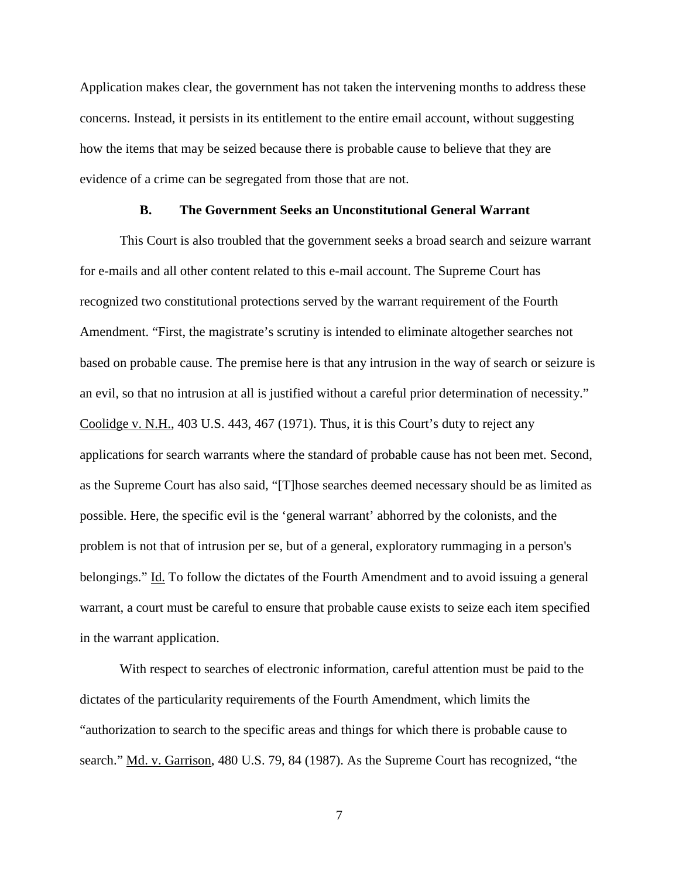Application makes clear, the government has not taken the intervening months to address these concerns. Instead, it persists in its entitlement to the entire email account, without suggesting how the items that may be seized because there is probable cause to believe that they are evidence of a crime can be segregated from those that are not.

### B. The Government Seeks an Unconstitutional General Warrant

This Court is also troubled that the government seeks a broad search and seizure warrant for e-mails and all other content related to this e-mail account. The Supreme Court has recognized two constitutional protections served by the warrant requirement of the Fourth Amendment. "First, the magistrate's scrutiny is intended to eliminate altogether searches not based on probable cause. The premise here is that any intrusion in the way of search or seizure is an evil, so that no intrusion at all is justified without a careful prior determination of necessity." Coolidge v. N.H., 403 U.S. 443, 467 (1971). Thus, it is this Court's duty to reject any applications for search warrants where the standard of probable cause has not been met. Second, as the Supreme Court has also said, "[T]hose searches deemed necessary should be as limited as possible. Here, the specific evil is the 'general warrant' abhorred by the colonists, and the problem is not that of intrusion per se, but of a general, exploratory rummaging in a person's belongings." Id. To follow the dictates of the Fourth Amendment and to avoid issuing a general warrant, a court must be careful to ensure that probable cause exists to seize each item specified in the warrant application.

With respect to searches of electronic information, careful attention must be paid to the dictates of the particularity requirements of the Fourth Amendment, which limits the "authorization to search to the specific areas and things for which there is probable cause to search." Md. v. Garrison, 480 U.S. 79, 84 (1987). As the Supreme Court has recognized, "the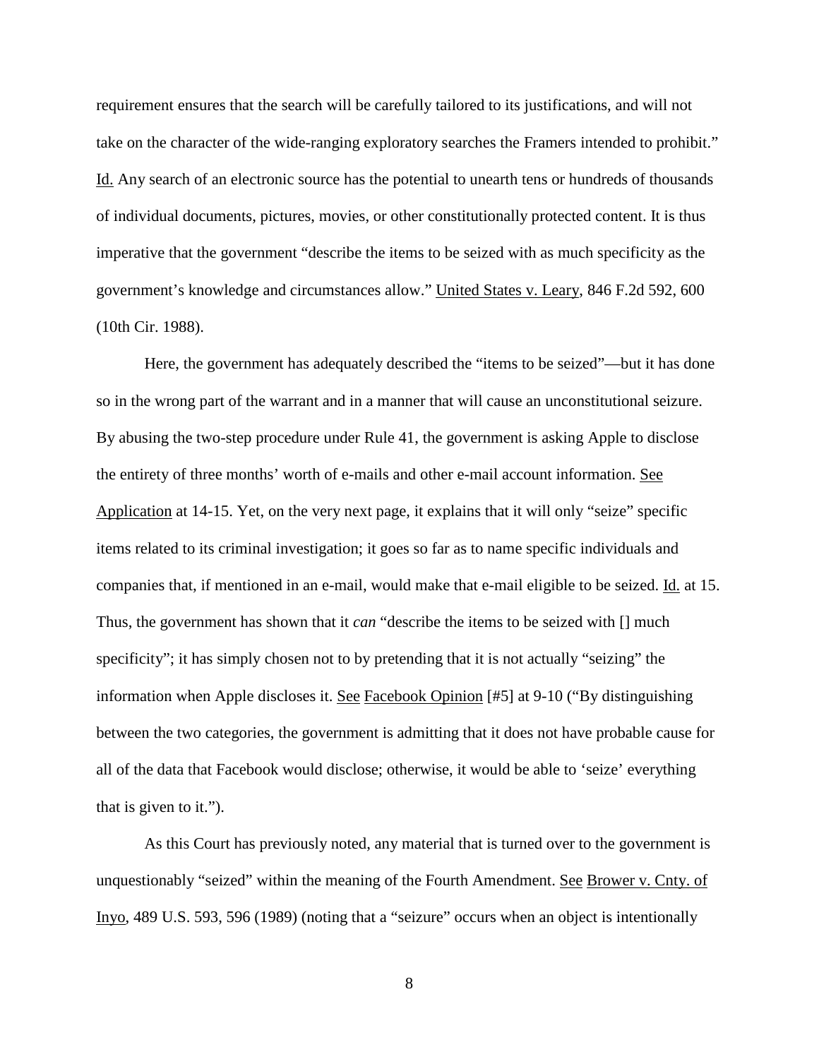requirement ensures that the search will be carefully tailored to its justifications, and will not take on the character of the wide-ranging exploratory searches the Framers intended to prohibit." Id. Any search of an electronic source has the potential to unearth tens or hundreds of thousands of individual documents, pictures, movies, or other constitutionally protected content. It is thus imperative that the government "describe the items to be seized with as much specificity as the government's knowledge and circumstances allow." United States v. Leary, 846 F.2d 592, 600 (10th Cir. 1988).

Here, the government has adequately described the "items to be seized"—but it has done so in the wrong part of the warrant and in a manner that will cause an unconstitutional seizure. By abusing the two-step procedure under Rule 41, the government is asking Apple to disclose the entirety of three months' worth of e-mails and other e-mail account information. See Application at 14-15. Yet, on the very next page, it explains that it will only "seize" specific items related to its criminal investigation; it goes so far as to name specific individuals and companies that, if mentioned in an e-mail, would make that e-mail eligible to be seized. Id. at 15. Thus, the government has shown that it *can* "describe the items to be seized with [] much specificity"; it has simply chosen not to by pretending that it is not actually "seizing" the information when Apple discloses it. See Facebook Opinion [#5] at 9-10 ("By distinguishing between the two categories, the government is admitting that it does not have probable cause for all of the data that Facebook would disclose; otherwise, it would be able to 'seize' everything that is given to it.").

As this Court has previously noted, any material that is turned over to the government is unquestionably "seized" within the meaning of the Fourth Amendment. See Brower v. Cnty. of Inyo, 489 U.S. 593, 596 (1989) (noting that a "seizure" occurs when an object is intentionally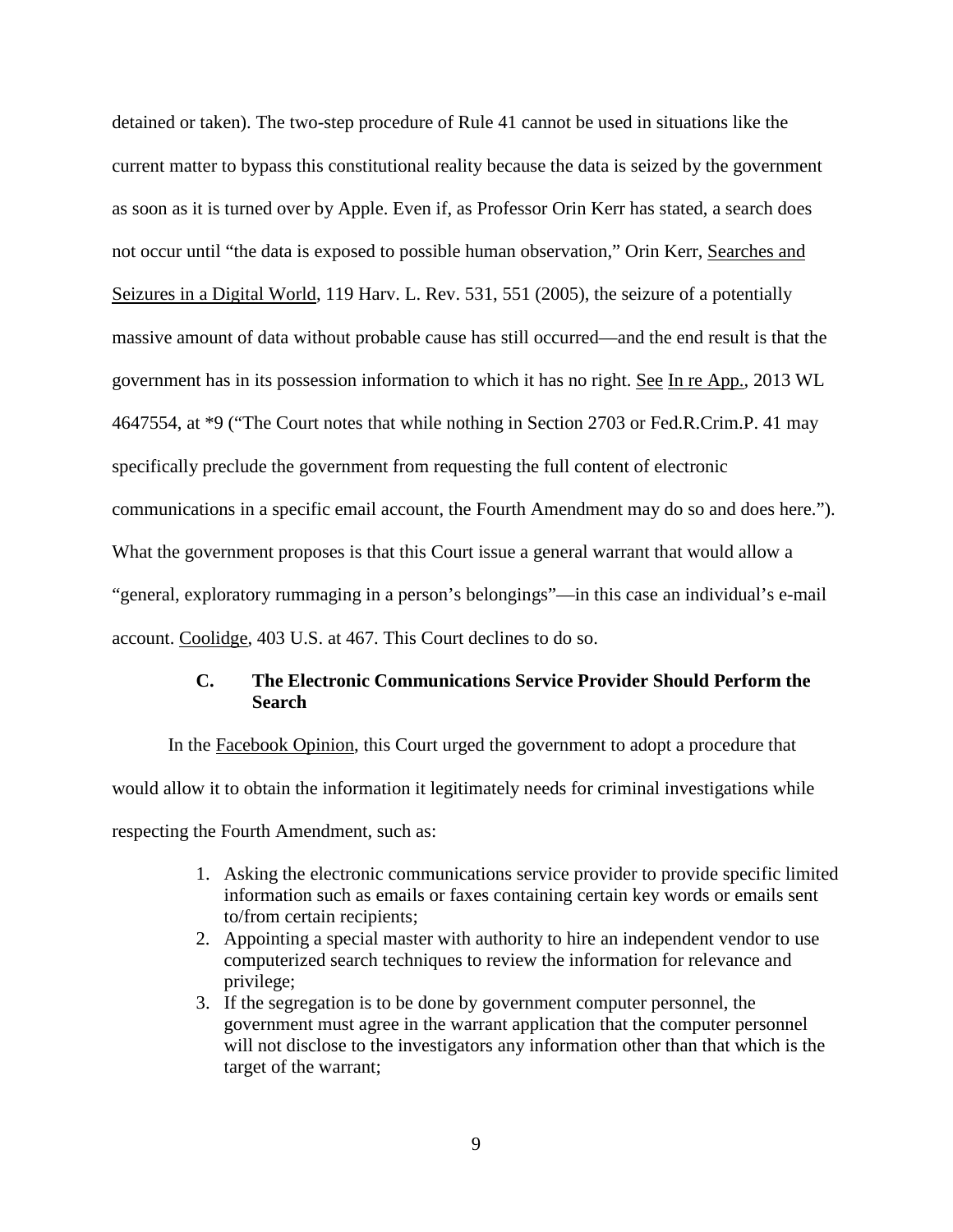detained or taken). The two-step procedure of Rule 41 cannot be used in situations like the current matter to bypass this constitutional reality because the data is seized by the government as soon as it is turned over by Apple. Even if, as Professor Orin Kerr has stated, a search does not occur until "the data is exposed to possible human observation," Orin Kerr, Searches and Seizures in a Digital World, 119 Harv. L. Rev. 531, 551 (2005), the seizure of a potentially massive amount of data without probable cause has still occurred—and the end result is that the government has in its possession information to which it has no right. See In re App., 2013 WL 4647554, at *9 ("The Court notes that while nothing in Section 2703 or Fed.R.Crim.P. 41 may specifically preclude the government from requesting the full content of electronic communications in a specific email account, the Fourth Amendment may do so and does here."). What the government proposes is that this Court issue a general warrant that would allow a "general, exploratory rummaging in a person's belongings"—in this case an individual's e-mail account. Coolidge, 403 U.S. at 467. This Court declines to do so.

### C. The Electronic Communications Service Provider Should Perform the Search

In the Facebook Opinion, this Court urged the government to adopt a procedure that would allow it to obtain the information it legitimately needs for criminal investigations while respecting the Fourth Amendment, such as:

1. Asking the electronic communications service provider to provide specific limited information such as emails or faxes containing certain key words or emails sent to/from certain recipients;
2. Appointing a special master with authority to hire an independent vendor to use computerized search techniques to review the information for relevance and privilege;
3. If the segregation is to be done by government computer personnel, the government must agree in the warrant application that the computer personnel will not disclose to the investigators any information other than that which is the target of the warrant;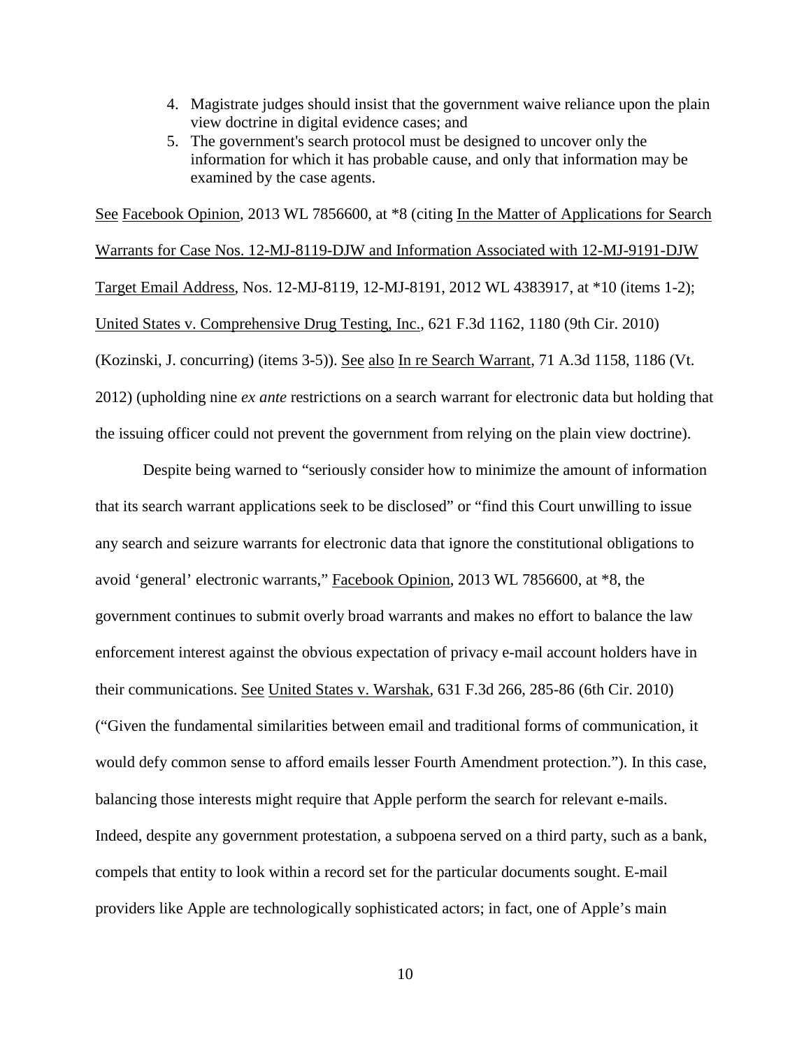4. Magistrate judges should insist that the government waive reliance upon the plain view doctrine in digital evidence cases; and
5. The government's search protocol must be designed to uncover only the information for which it has probable cause, and only that information may be examined by the case agents.

See Facebook Opinion, 2013 WL 7856600, at *8 (citing In the Matter of Applications for Search Warrants for Case Nos. 12-MJ-8119-DJW and Information Associated with 12-MJ-9191-DJW Target Email Address, Nos. 12-MJ-8119, 12-MJ-8191, 2012 WL 4383917, at *10 (items 1-2); United States v. Comprehensive Drug Testing, Inc., 621 F.3d 1162, 1180 (9th Cir. 2010) (Kozinski, J. concurring) (items 3-5)). See also In re Search Warrant, 71 A.3d 1158, 1186 (Vt. 2012) (upholding nine *ex ante* restrictions on a search warrant for electronic data but holding that the issuing officer could not prevent the government from relying on the plain view doctrine).

Despite being warned to "seriously consider how to minimize the amount of information that its search warrant applications seek to be disclosed" or "find this Court unwilling to issue any search and seizure warrants for electronic data that ignore the constitutional obligations to avoid 'general' electronic warrants," Facebook Opinion, 2013 WL 7856600, at *8, the government continues to submit overly broad warrants and makes no effort to balance the law enforcement interest against the obvious expectation of privacy e-mail account holders have in their communications. See United States v. Warshak, 631 F.3d 266, 285-86 (6th Cir. 2010) ("Given the fundamental similarities between email and traditional forms of communication, it would defy common sense to afford emails lesser Fourth Amendment protection."). In this case, balancing those interests might require that Apple perform the search for relevant e-mails. Indeed, despite any government protestation, a subpoena served on a third party, such as a bank, compels that entity to look within a record set for the particular documents sought. E-mail providers like Apple are technologically sophisticated actors; in fact, one of Apple's main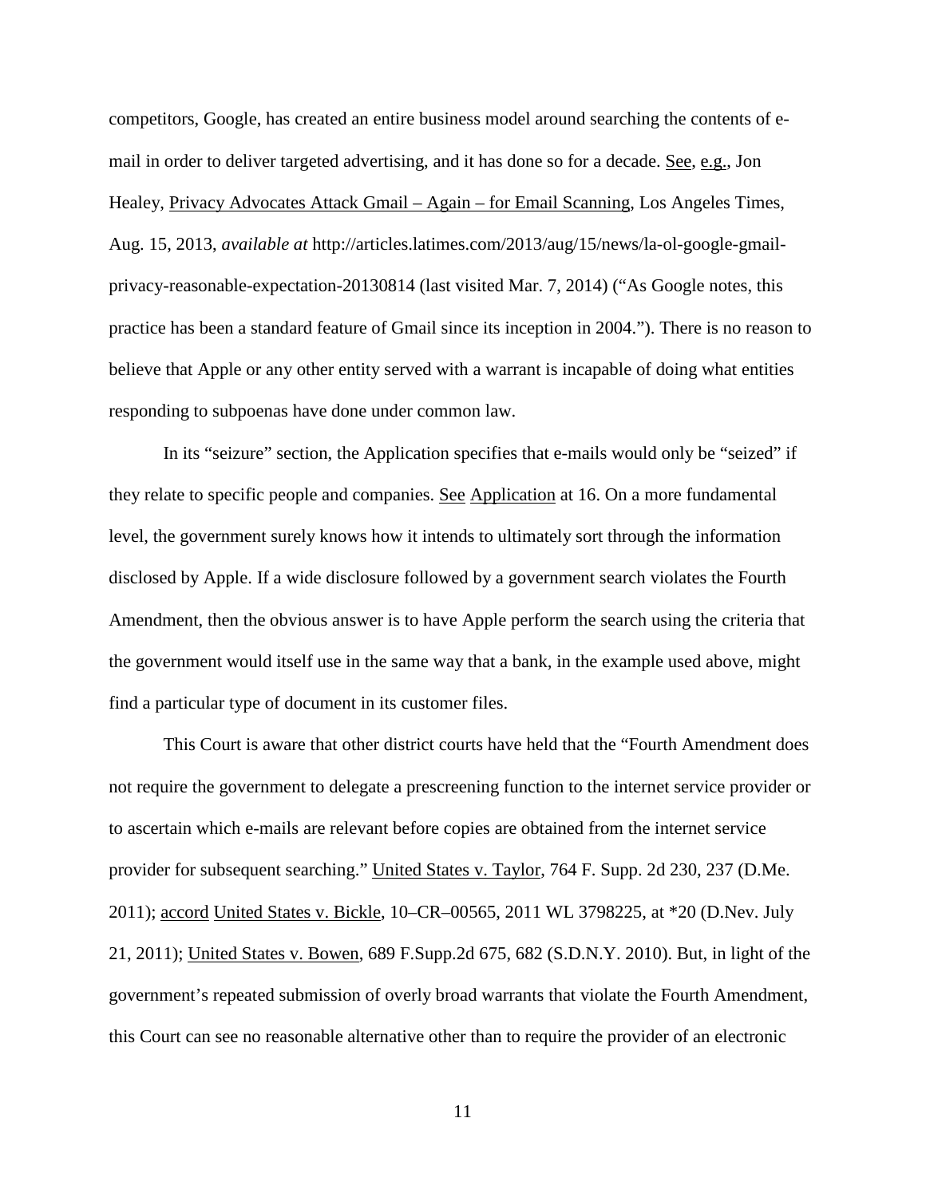competitors, Google, has created an entire business model around searching the contents of e-mail in order to deliver targeted advertising, and it has done so for a decade. See, e.g., Jon Healey, Privacy Advocates Attack Gmail – Again – for Email Scanning, Los Angeles Times, Aug. 15, 2013, *available at* http://articles.latimes.com/2013/aug/15/news/la-ol-google-gmail-privacy-reasonable-expectation-20130814 (last visited Mar. 7, 2014) ("As Google notes, this practice has been a standard feature of Gmail since its inception in 2004."). There is no reason to believe that Apple or any other entity served with a warrant is incapable of doing what entities responding to subpoenas have done under common law.

In its "seizure" section, the Application specifies that e-mails would only be "seized" if they relate to specific people and companies. See Application at 16. On a more fundamental level, the government surely knows how it intends to ultimately sort through the information disclosed by Apple. If a wide disclosure followed by a government search violates the Fourth Amendment, then the obvious answer is to have Apple perform the search using the criteria that the government would itself use in the same way that a bank, in the example used above, might find a particular type of document in its customer files.

This Court is aware that other district courts have held that the "Fourth Amendment does not require the government to delegate a prescreening function to the internet service provider or to ascertain which e-mails are relevant before copies are obtained from the internet service provider for subsequent searching." United States v. Taylor, 764 F. Supp. 2d 230, 237 (D.Me. 2011); accord United States v. Bickle, 10–CR–00565, 2011 WL 3798225, at *20 (D.Nev. July 21, 2011); United States v. Bowen, 689 F.Supp.2d 675, 682 (S.D.N.Y. 2010). But, in light of the government's repeated submission of overly broad warrants that violate the Fourth Amendment, this Court can see no reasonable alternative other than to require the provider of an electronic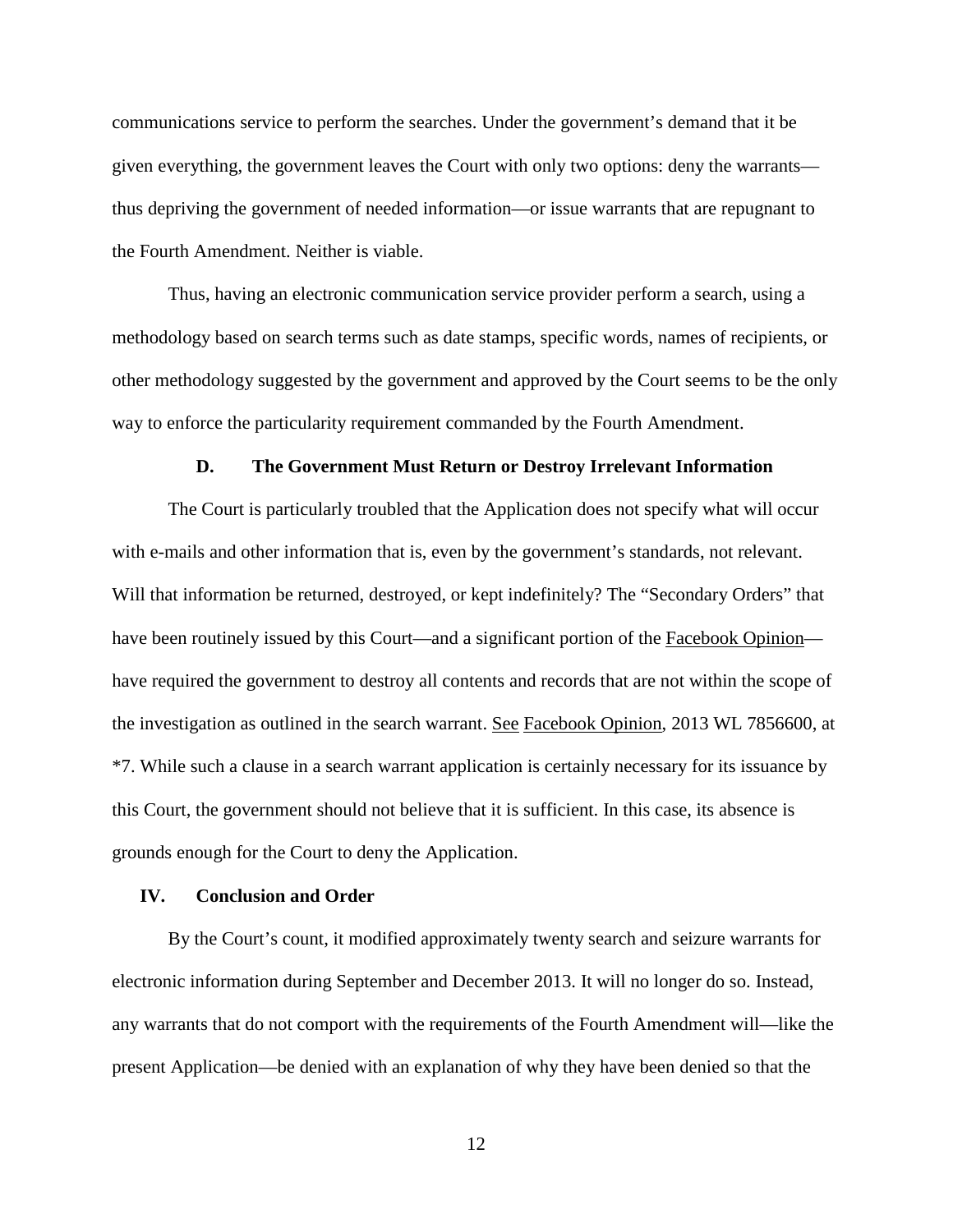communications service to perform the searches. Under the government's demand that it be given everything, the government leaves the Court with only two options: deny the warrants—thus depriving the government of needed information—or issue warrants that are repugnant to the Fourth Amendment. Neither is viable.

Thus, having an electronic communication service provider perform a search, using a methodology based on search terms such as date stamps, specific words, names of recipients, or other methodology suggested by the government and approved by the Court seems to be the only way to enforce the particularity requirement commanded by the Fourth Amendment.

### D. The Government Must Return or Destroy Irrelevant Information

The Court is particularly troubled that the Application does not specify what will occur with e-mails and other information that is, even by the government's standards, not relevant. Will that information be returned, destroyed, or kept indefinitely? The "Secondary Orders" that have been routinely issued by this Court—and a significant portion of the Facebook Opinion—have required the government to destroy all contents and records that are not within the scope of the investigation as outlined in the search warrant. See Facebook Opinion, 2013 WL 7856600, at *7. While such a clause in a search warrant application is certainly necessary for its issuance by this Court, the government should not believe that it is sufficient. In this case, its absence is grounds enough for the Court to deny the Application.

## IV. Conclusion and Order

By the Court's count, it modified approximately twenty search and seizure warrants for electronic information during September and December 2013. It will no longer do so. Instead, any warrants that do not comport with the requirements of the Fourth Amendment will—like the present Application—be denied with an explanation of why they have been denied so that the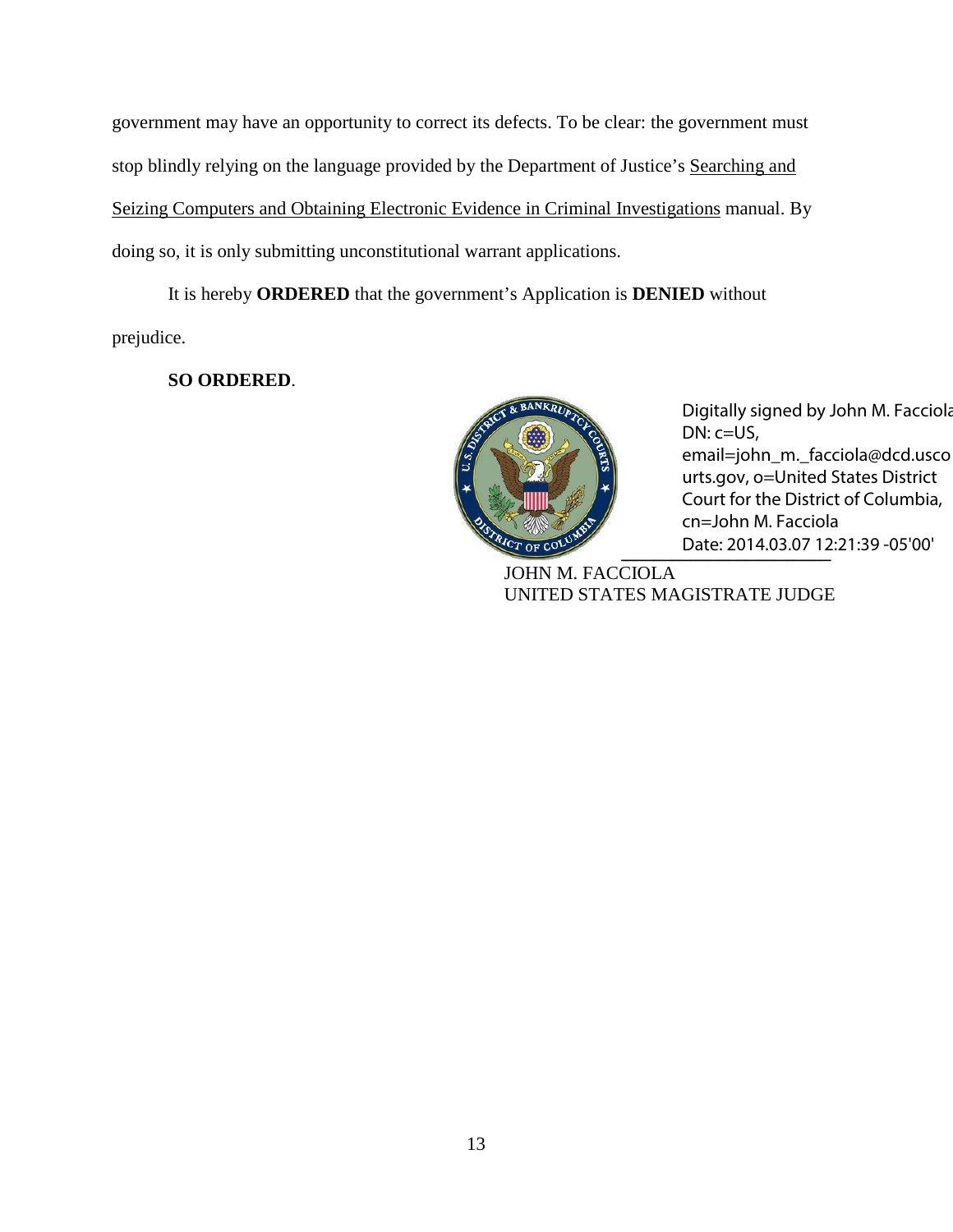government may have an opportunity to correct its defects. To be clear: the government must stop blindly relying on the language provided by the Department of Justice's Searching and Seizing Computers and Obtaining Electronic Evidence in Criminal Investigations manual. By doing so, it is only submitting unconstitutional warrant applications.

It is hereby **ORDERED** that the government's Application is **DENIED** without prejudice.

**SO ORDERED**.

Digitally signed by John M. Facciola
DN: c=US, email=john_m._facciola@dcd.uscourts.gov, o=United States District Court for the District of Columbia, cn=John M. Facciola
Date: 2014.03.07 12:21:39 -05'00'

JOHN M. FACCIOLA
UNITED STATES MAGISTRATE JUDGE